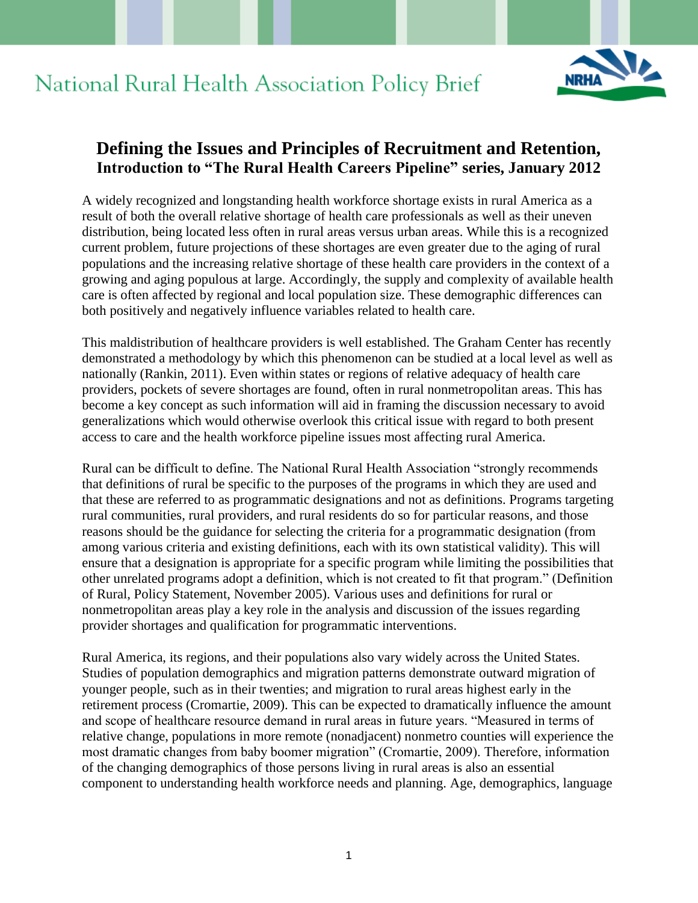# National Rural Health Association Policy Brief

## Defining the Issues and Principles of Recruitment and Retention, Introduction to "The Rural Health Careers Pipeline" series, January 2012

A widely recognized and longstanding health workforce shortage exists in rural America as a result of both the overall relative shortage of health care professionals as well as their uneven distribution, being located less often in rural areas versus urban areas. While this is a recognized current problem, future projections of these shortages are even greater due to the aging of rural populations and the increasing relative shortage of these health care providers in the context of a growing and aging populous at large. Accordingly, the supply and complexity of available health care is often affected by regional and local population size. These demographic differences can both positively and negatively influence variables related to health care.

This maldistribution of healthcare providers is well established. The Graham Center has recently demonstrated a methodology by which this phenomenon can be studied at a local level as well as nationally (Rankin, 2011). Even within states or regions of relative adequacy of health care providers, pockets of severe shortages are found, often in rural nonmetropolitan areas. This has become a key concept as such information will aid in framing the discussion necessary to avoid generalizations which would otherwise overlook this critical issue with regard to both present access to care and the health workforce pipeline issues most affecting rural America.

Rural can be difficult to define. The National Rural Health Association "strongly recommends that definitions of rural be specific to the purposes of the programs in which they are used and that these are referred to as programmatic designations and not as definitions. Programs targeting rural communities, rural providers, and rural residents do so for particular reasons, and those reasons should be the guidance for selecting the criteria for a programmatic designation (from among various criteria and existing definitions, each with its own statistical validity). This will ensure that a designation is appropriate for a specific program while limiting the possibilities that other unrelated programs adopt a definition, which is not created to fit that program." (Definition of Rural, Policy Statement, November 2005). Various uses and definitions for rural or nonmetropolitan areas play a key role in the analysis and discussion of the issues regarding provider shortages and qualification for programmatic interventions.

Rural America, its regions, and their populations also vary widely across the United States. Studies of population demographics and migration patterns demonstrate outward migration of younger people, such as in their twenties; and migration to rural areas highest early in the retirement process (Cromartie, 2009). This can be expected to dramatically influence the amount and scope of healthcare resource demand in rural areas in future years. "Measured in terms of relative change, populations in more remote (nonadjacent) nonmetro counties will experience the most dramatic changes from baby boomer migration" (Cromartie, 2009). Therefore, information of the changing demographics of those persons living in rural areas is also an essential component to understanding health workforce needs and planning. Age, demographics, language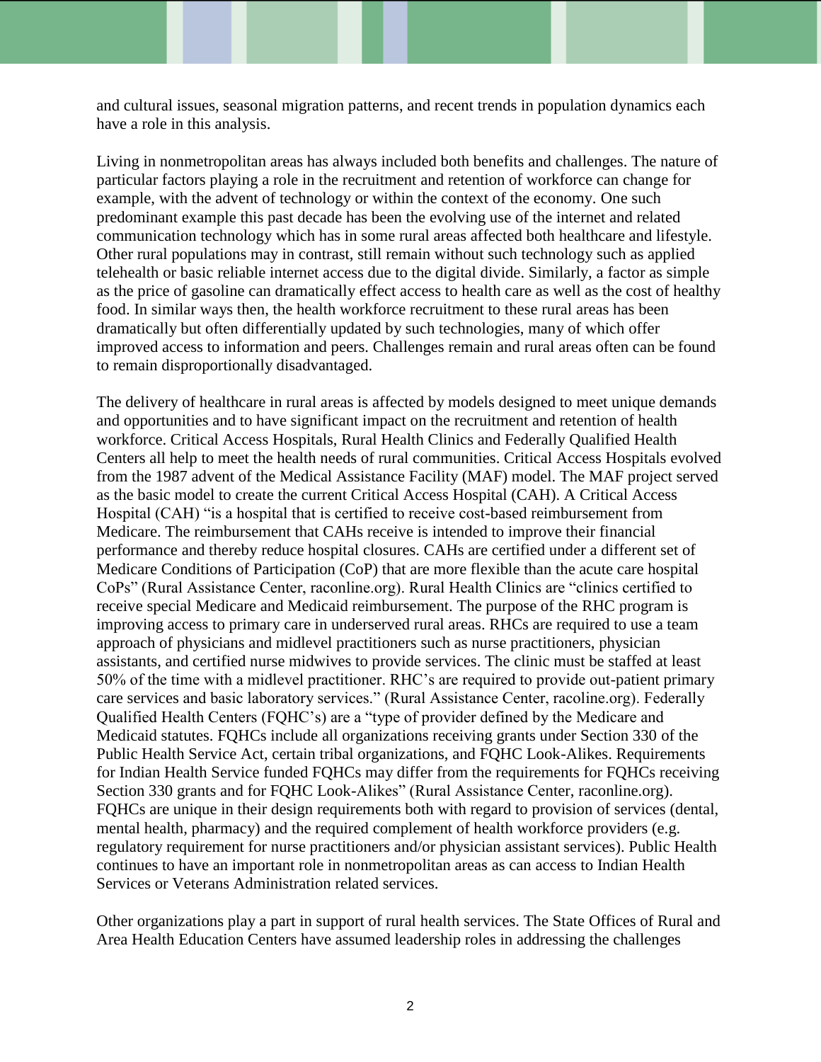and cultural issues, seasonal migration patterns, and recent trends in population dynamics each have a role in this analysis.

Living in nonmetropolitan areas has always included both benefits and challenges. The nature of particular factors playing a role in the recruitment and retention of workforce can change for example, with the advent of technology or within the context of the economy. One such predominant example this past decade has been the evolving use of the internet and related communication technology which has in some rural areas affected both healthcare and lifestyle. Other rural populations may in contrast, still remain without such technology such as applied telehealth or basic reliable internet access due to the digital divide. Similarly, a factor as simple as the price of gasoline can dramatically effect access to health care as well as the cost of healthy food. In similar ways then, the health workforce recruitment to these rural areas has been dramatically but often differentially updated by such technologies, many of which offer improved access to information and peers. Challenges remain and rural areas often can be found to remain disproportionally disadvantaged.

The delivery of healthcare in rural areas is affected by models designed to meet unique demands and opportunities and to have significant impact on the recruitment and retention of health workforce. Critical Access Hospitals, Rural Health Clinics and Federally Qualified Health Centers all help to meet the health needs of rural communities. Critical Access Hospitals evolved from the 1987 advent of the Medical Assistance Facility (MAF) model. The MAF project served as the basic model to create the current Critical Access Hospital (CAH). A Critical Access Hospital (CAH) "is a hospital that is certified to receive cost-based reimbursement from Medicare. The reimbursement that CAHs receive is intended to improve their financial performance and thereby reduce hospital closures. CAHs are certified under a different set of Medicare Conditions of Participation (CoP) that are more flexible than the acute care hospital CoPs" (Rural Assistance Center, raconline.org). Rural Health Clinics are "clinics certified to receive special Medicare and Medicaid reimbursement. The purpose of the RHC program is improving access to primary care in underserved rural areas. RHCs are required to use a team approach of physicians and midlevel practitioners such as nurse practitioners, physician assistants, and certified nurse midwives to provide services. The clinic must be staffed at least 50% of the time with a midlevel practitioner. RHC's are required to provide out-patient primary care services and basic laboratory services." (Rural Assistance Center, racoline.org). Federally Qualified Health Centers (FQHC's) are a "type of provider defined by the Medicare and Medicaid statutes. FQHCs include all organizations receiving grants under Section 330 of the Public Health Service Act, certain tribal organizations, and FQHC Look-Alikes. Requirements for Indian Health Service funded FQHCs may differ from the requirements for FQHCs receiving Section 330 grants and for FQHC Look-Alikes" (Rural Assistance Center, raconline.org). FQHCs are unique in their design requirements both with regard to provision of services (dental, mental health, pharmacy) and the required complement of health workforce providers (e.g. regulatory requirement for nurse practitioners and/or physician assistant services). Public Health continues to have an important role in nonmetropolitan areas as can access to Indian Health Services or Veterans Administration related services.

Other organizations play a part in support of rural health services. The State Offices of Rural and Area Health Education Centers have assumed leadership roles in addressing the challenges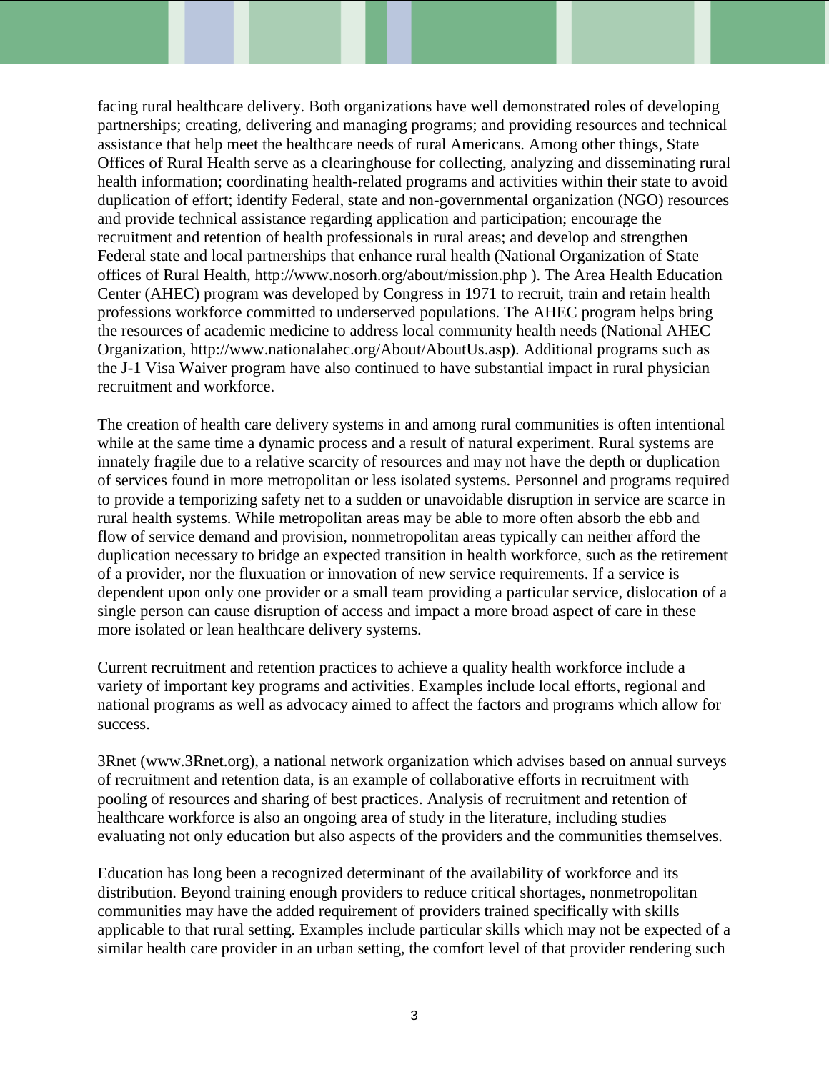facing rural healthcare delivery. Both organizations have well demonstrated roles of developing partnerships; creating, delivering and managing programs; and providing resources and technical assistance that help meet the healthcare needs of rural Americans. Among other things, State Offices of Rural Health serve as a clearinghouse for collecting, analyzing and disseminating rural health information; coordinating health-related programs and activities within their state to avoid duplication of effort; identify Federal, state and non-governmental organization (NGO) resources and provide technical assistance regarding application and participation; encourage the recruitment and retention of health professionals in rural areas; and develop and strengthen Federal state and local partnerships that enhance rural health (National Organization of State offices of Rural Health, http://www.nosorh.org/about/mission.php ). The Area Health Education Center (AHEC) program was developed by Congress in 1971 to recruit, train and retain health professions workforce committed to underserved populations. The AHEC program helps bring the resources of academic medicine to address local community health needs (National AHEC Organization, http://www.nationalahec.org/About/AboutUs.asp). Additional programs such as the J-1 Visa Waiver program have also continued to have substantial impact in rural physician recruitment and workforce.

The creation of health care delivery systems in and among rural communities is often intentional while at the same time a dynamic process and a result of natural experiment. Rural systems are innately fragile due to a relative scarcity of resources and may not have the depth or duplication of services found in more metropolitan or less isolated systems. Personnel and programs required to provide a temporizing safety net to a sudden or unavoidable disruption in service are scarce in rural health systems. While metropolitan areas may be able to more often absorb the ebb and flow of service demand and provision, nonmetropolitan areas typically can neither afford the duplication necessary to bridge an expected transition in health workforce, such as the retirement of a provider, nor the fluxuation or innovation of new service requirements. If a service is dependent upon only one provider or a small team providing a particular service, dislocation of a single person can cause disruption of access and impact a more broad aspect of care in these more isolated or lean healthcare delivery systems.

Current recruitment and retention practices to achieve a quality health workforce include a variety of important key programs and activities. Examples include local efforts, regional and national programs as well as advocacy aimed to affect the factors and programs which allow for success.

3Rnet (www.3Rnet.org), a national network organization which advises based on annual surveys of recruitment and retention data, is an example of collaborative efforts in recruitment with pooling of resources and sharing of best practices. Analysis of recruitment and retention of healthcare workforce is also an ongoing area of study in the literature, including studies evaluating not only education but also aspects of the providers and the communities themselves.

Education has long been a recognized determinant of the availability of workforce and its distribution. Beyond training enough providers to reduce critical shortages, nonmetropolitan communities may have the added requirement of providers trained specifically with skills applicable to that rural setting. Examples include particular skills which may not be expected of a similar health care provider in an urban setting, the comfort level of that provider rendering such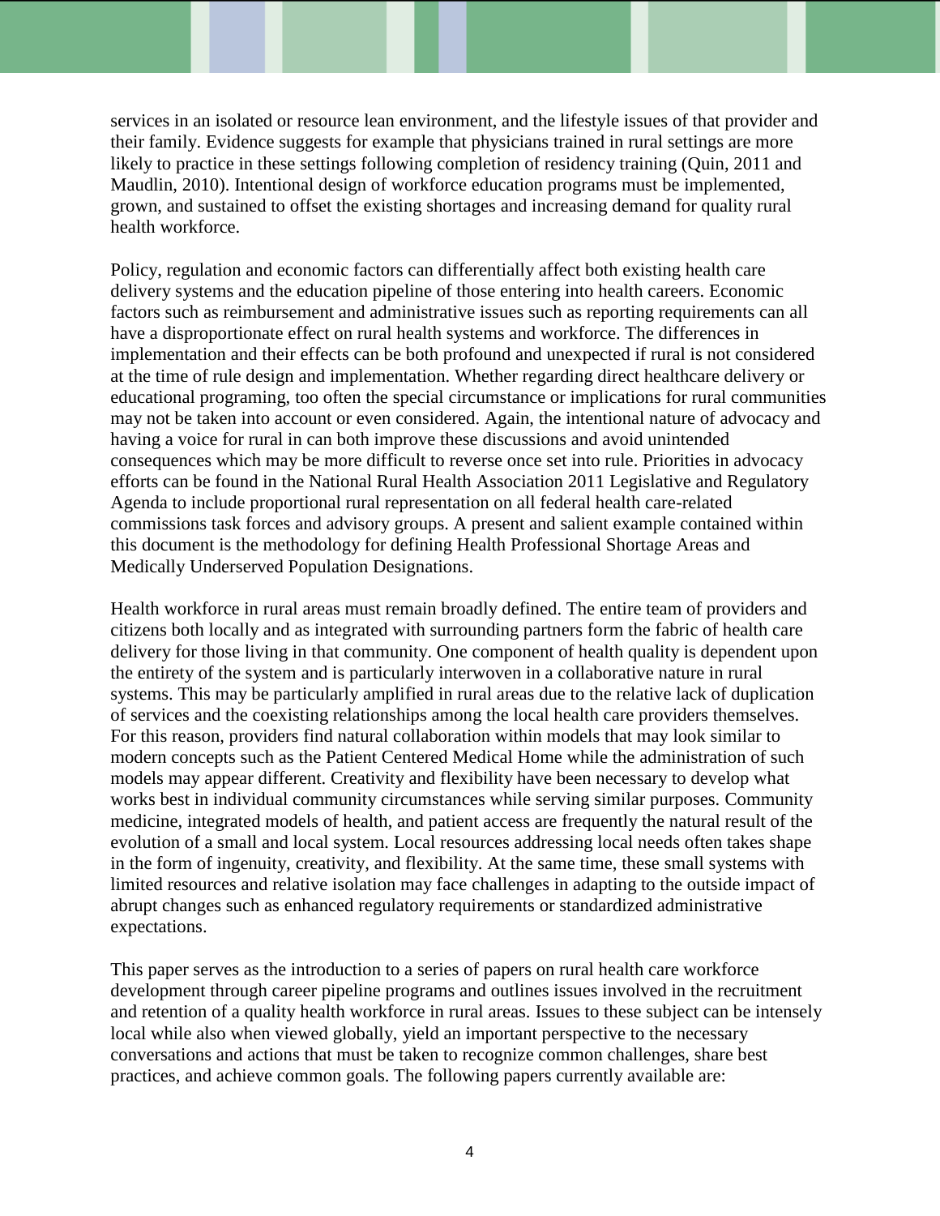services in an isolated or resource lean environment, and the lifestyle issues of that provider and their family. Evidence suggests for example that physicians trained in rural settings are more likely to practice in these settings following completion of residency training (Quin, 2011 and Maudlin, 2010). Intentional design of workforce education programs must be implemented, grown, and sustained to offset the existing shortages and increasing demand for quality rural health workforce.

Policy, regulation and economic factors can differentially affect both existing health care delivery systems and the education pipeline of those entering into health careers. Economic factors such as reimbursement and administrative issues such as reporting requirements can all have a disproportionate effect on rural health systems and workforce. The differences in implementation and their effects can be both profound and unexpected if rural is not considered at the time of rule design and implementation. Whether regarding direct healthcare delivery or educational programing, too often the special circumstance or implications for rural communities may not be taken into account or even considered. Again, the intentional nature of advocacy and having a voice for rural in can both improve these discussions and avoid unintended consequences which may be more difficult to reverse once set into rule. Priorities in advocacy efforts can be found in the National Rural Health Association 2011 Legislative and Regulatory Agenda to include proportional rural representation on all federal health care-related commissions task forces and advisory groups. A present and salient example contained within this document is the methodology for defining Health Professional Shortage Areas and Medically Underserved Population Designations.

Health workforce in rural areas must remain broadly defined. The entire team of providers and citizens both locally and as integrated with surrounding partners form the fabric of health care delivery for those living in that community. One component of health quality is dependent upon the entirety of the system and is particularly interwoven in a collaborative nature in rural systems. This may be particularly amplified in rural areas due to the relative lack of duplication of services and the coexisting relationships among the local health care providers themselves. For this reason, providers find natural collaboration within models that may look similar to modern concepts such as the Patient Centered Medical Home while the administration of such models may appear different. Creativity and flexibility have been necessary to develop what works best in individual community circumstances while serving similar purposes. Community medicine, integrated models of health, and patient access are frequently the natural result of the evolution of a small and local system. Local resources addressing local needs often takes shape in the form of ingenuity, creativity, and flexibility. At the same time, these small systems with limited resources and relative isolation may face challenges in adapting to the outside impact of abrupt changes such as enhanced regulatory requirements or standardized administrative expectations.

This paper serves as the introduction to a series of papers on rural health care workforce development through career pipeline programs and outlines issues involved in the recruitment and retention of a quality health workforce in rural areas. Issues to these subject can be intensely local while also when viewed globally, yield an important perspective to the necessary conversations and actions that must be taken to recognize common challenges, share best practices, and achieve common goals. The following papers currently available are: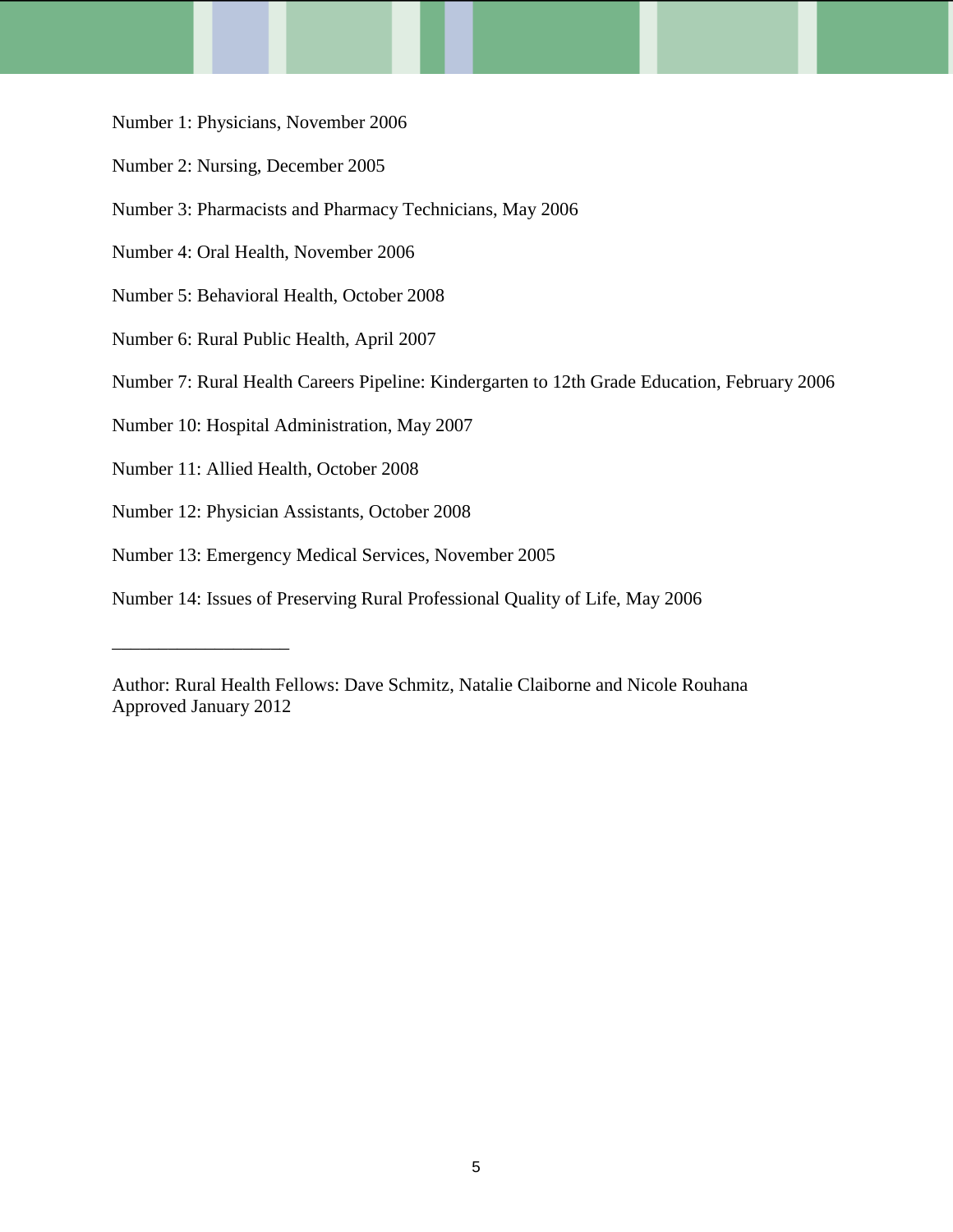Number 1: Physicians, November 2006

Number 2: Nursing, December 2005

Number 3: Pharmacists and Pharmacy Technicians, May 2006

Number 4: Oral Health, November 2006

Number 5: Behavioral Health, October 2008

Number 6: Rural Public Health, April 2007

Number 7: Rural Health Careers Pipeline: Kindergarten to 12th Grade Education, February 2006

Number 10: Hospital Administration, May 2007

Number 11: Allied Health, October 2008

Number 12: Physician Assistants, October 2008

Number 13: Emergency Medical Services, November 2005

Number 14: Issues of Preserving Rural Professional Quality of Life, May 2006

___________________

Author: Rural Health Fellows: Dave Schmitz, Natalie Claiborne and Nicole Rouhana
Approved January 2012